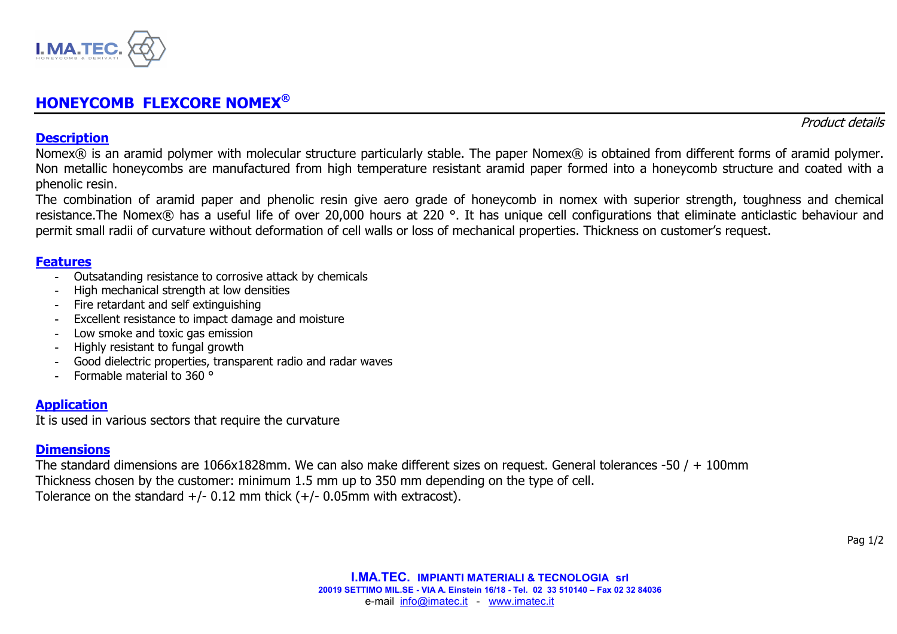# HONEYCOMB FLEXCORE NOMEX®

*Product details*

## Description

Nomex® is an aramid polymer with molecular structure particularly stable. The paper Nomex® is obtained from different forms of aramid polymer. Non metallic honeycombs are manufactured from high temperature resistant aramid paper formed into a honeycomb structure and coated with a phenolic resin.

The combination of aramid paper and phenolic resin give aero grade of honeycomb in nomex with superior strength, toughness and chemical resistance.The Nomex® has a useful life of over 20,000 hours at 220 °. It has unique cell configurations that eliminate anticlastic behaviour and permit small radii of curvature without deformation of cell walls or loss of mechanical properties. Thickness on customer's request.

## Features

- Outsatanding resistance to corrosive attack by chemicals
- High mechanical strength at low densities
- Fire retardant and self extinguishing
- Excellent resistance to impact damage and moisture
- Low smoke and toxic gas emission
- Highly resistant to fungal growth
- Good dielectric properties, transparent radio and radar waves
- Formable material to 360 °

## Application

It is used in various sectors that require the curvature

## Dimensions

The standard dimensions are 1066x1828mm. We can also make different sizes on request. General tolerances -50 / + 100mm
Thickness chosen by the customer: minimum 1.5 mm up to 350 mm depending on the type of cell.
Tolerance on the standard +/- 0.12 mm thick (+/- 0.05mm with extracost).

**I.MA.TEC. IMPIANTI MATERIALI & TECNOLOGIA srl**
**20019 SETTIMO MIL.SE - VIA A. Einstein 16/18 - Tel. 02 33 510140 – Fax 02 32 84036**
e-mail info@imatec.it - www.imatec.it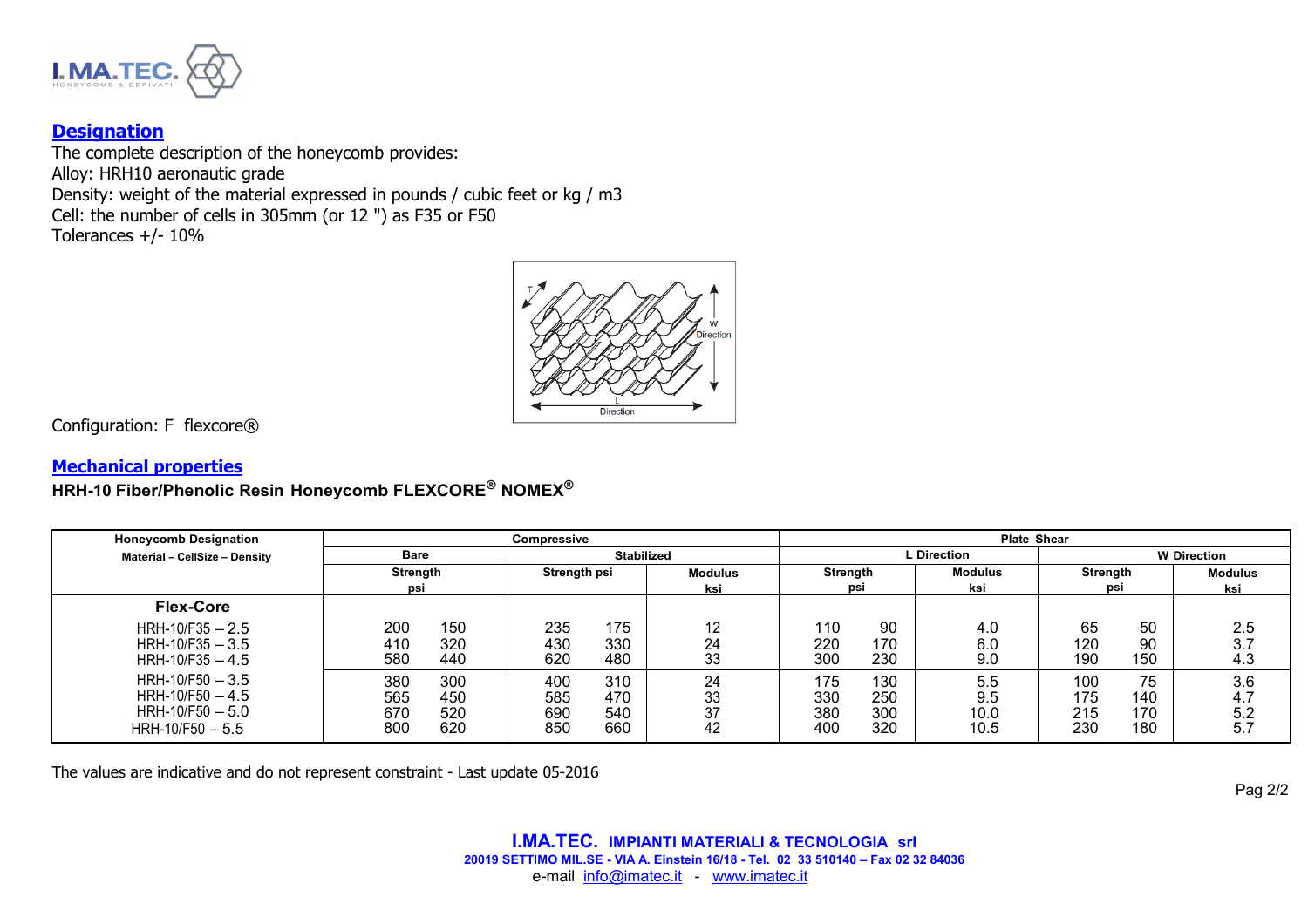## Designation

The complete description of the honeycomb provides:
Alloy: HRH10 aeronautic grade
Density: weight of the material expressed in pounds / cubic feet or kg / m3
Cell: the number of cells in 305mm (or 12 ") as F35 or F50
Tolerances +/- 10%

T
W Direction
L Direction

Configuration: F flexcore®

## Mechanical properties

**HRH-10 Fiber/Phenolic Resin Honeycomb FLEXCORE® NOMEX®**

| Honeycomb Designation Material – CellSize – Density | Compressive | | | | | Plate Shear | | | | | |
|---|---|---|---|---|---|---|---|---|---|---|---|
| | Bare | | Stabilized | | | L Direction | | | W Direction | | |
| | Strength psi | | Strength psi | | Modulus ksi | Strength psi | | Modulus ksi | Strength psi | | Modulus ksi |
| **Flex-Core** | | | | | | | | | | | |
| HRH-10/F35 – 2.5 | 200 | 150 | 235 | 175 | 12 | 110 | 90 | 4.0 | 65 | 50 | 2.5 |
| HRH-10/F35 – 3.5 | 410 | 320 | 430 | 330 | 24 | 220 | 170 | 6.0 | 120 | 90 | 3.7 |
| HRH-10/F35 – 4.5 | 580 | 440 | 620 | 480 | 33 | 300 | 230 | 9.0 | 190 | 150 | 4.3 |
| HRH-10/F50 – 3.5 | 380 | 300 | 400 | 310 | 24 | 175 | 130 | 5.5 | 100 | 75 | 3.6 |
| HRH-10/F50 – 4.5 | 565 | 450 | 585 | 470 | 33 | 330 | 250 | 9.5 | 175 | 140 | 4.7 |
| HRH-10/F50 – 5.0 | 670 | 520 | 690 | 540 | 37 | 380 | 300 | 10.0 | 215 | 170 | 5.2 |
| HRH-10/F50 – 5.5 | 800 | 620 | 850 | 660 | 42 | 400 | 320 | 10.5 | 230 | 180 | 5.7 |

The values are indicative and do not represent constraint - Last update 05-2016

**I.MA.TEC. IMPIANTI MATERIALI & TECNOLOGIA srl**
**20019 SETTIMO MIL.SE - VIA A. Einstein 16/18 - Tel. 02 33 510140 – Fax 02 32 84036**
e-mail info@imatec.it - www.imatec.it